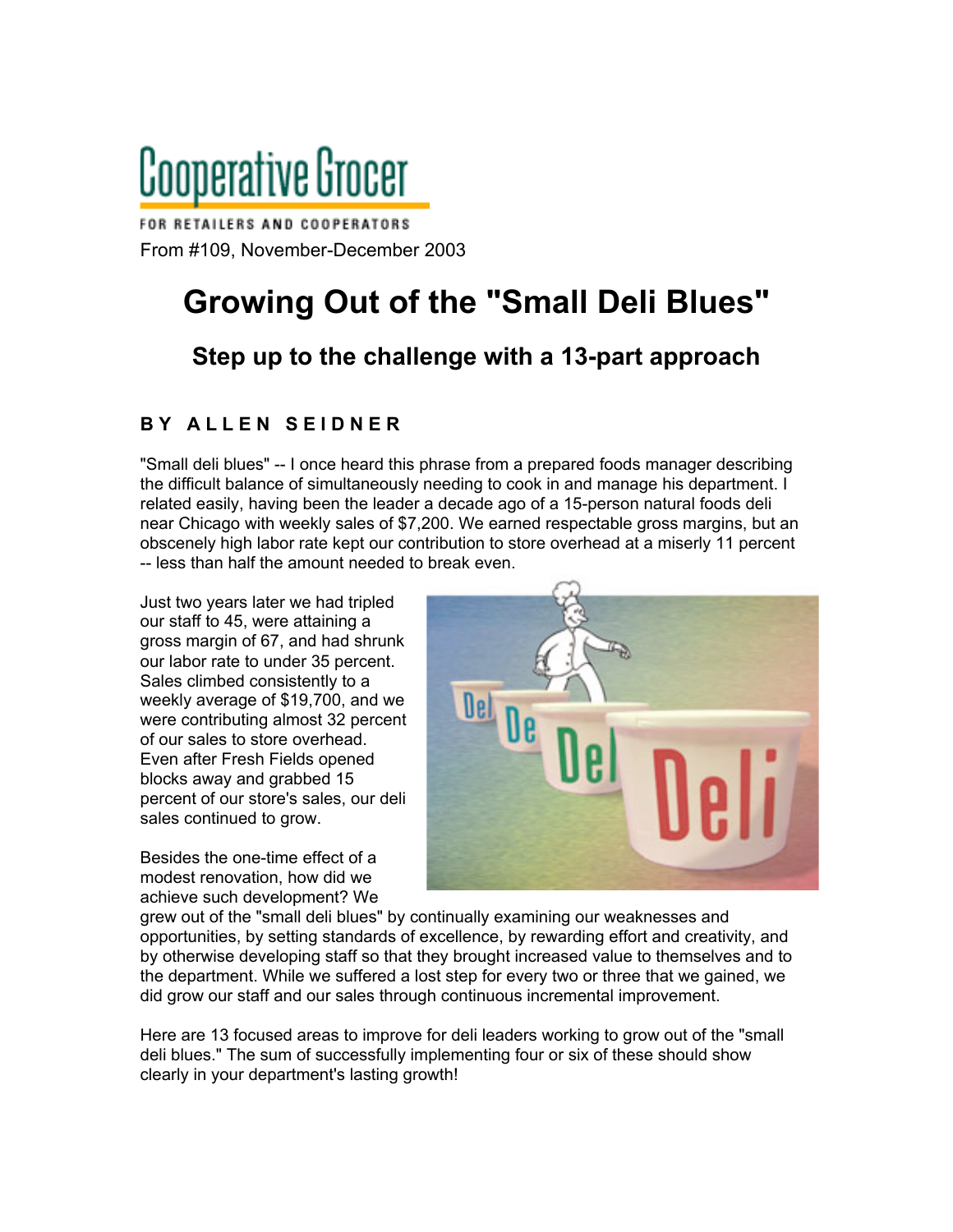Cooperative Grocer

FOR RETAILERS AND COOPERATORS

From #109, November-December 2003

# Growing Out of the "Small Deli Blues"

## Step up to the challenge with a 13-part approach

**BY ALLEN SEIDNER**

"Small deli blues" -- I once heard this phrase from a prepared foods manager describing the difficult balance of simultaneously needing to cook in and manage his department. I related easily, having been the leader a decade ago of a 15-person natural foods deli near Chicago with weekly sales of $7,200. We earned respectable gross margins, but an obscenely high labor rate kept our contribution to store overhead at a miserly 11 percent -- less than half the amount needed to break even.

Just two years later we had tripled our staff to 45, were attaining a gross margin of 67, and had shrunk our labor rate to under 35 percent. Sales climbed consistently to a weekly average of $19,700, and we were contributing almost 32 percent of our sales to store overhead. Even after Fresh Fields opened blocks away and grabbed 15 percent of our store's sales, our deli sales continued to grow.

Besides the one-time effect of a modest renovation, how did we achieve such development? We grew out of the "small deli blues" by continually examining our weaknesses and opportunities, by setting standards of excellence, by rewarding effort and creativity, and by otherwise developing staff so that they brought increased value to themselves and to the department. While we suffered a lost step for every two or three that we gained, we did grow our staff and our sales through continuous incremental improvement.

Here are 13 focused areas to improve for deli leaders working to grow out of the "small deli blues." The sum of successfully implementing four or six of these should show clearly in your department's lasting growth!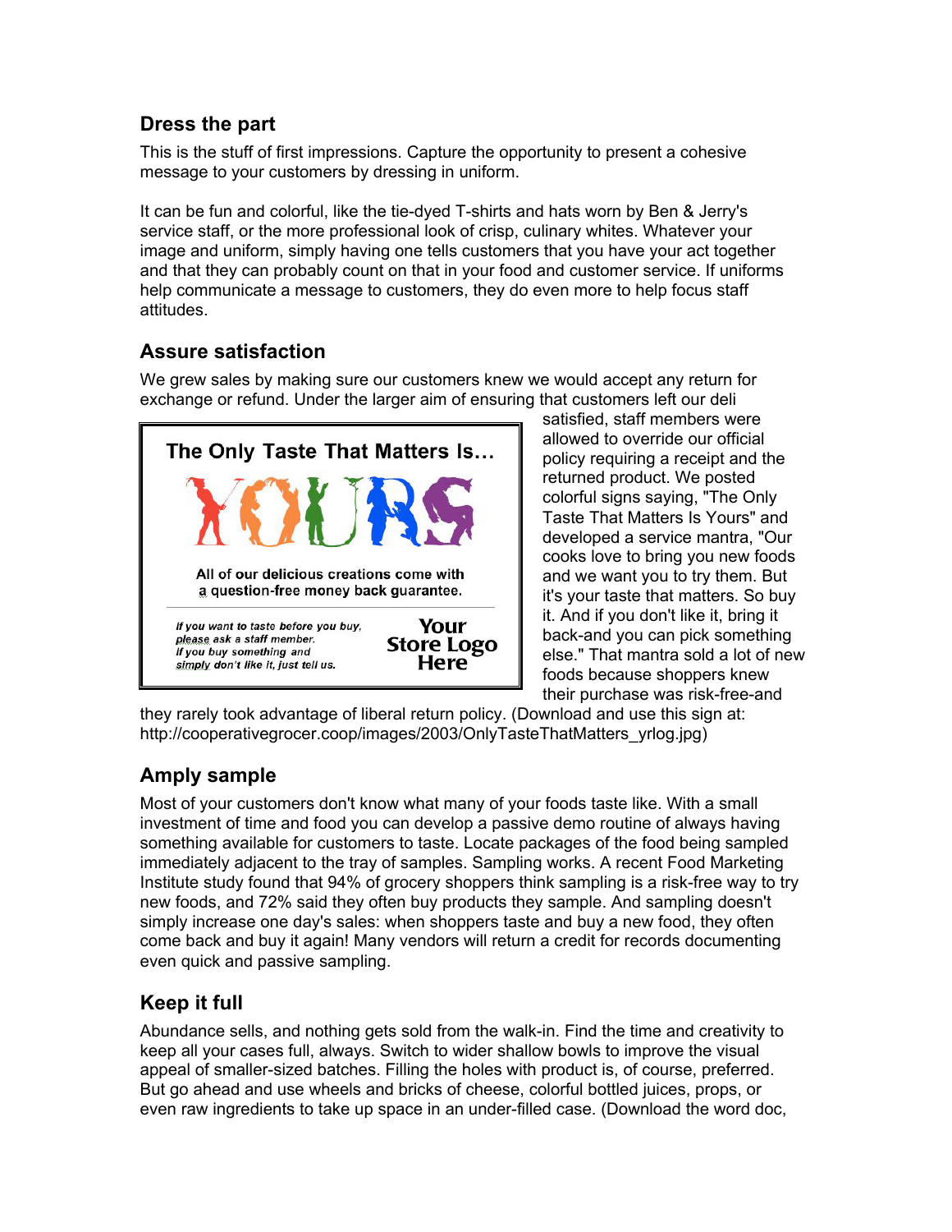## Dress the part

This is the stuff of first impressions. Capture the opportunity to present a cohesive message to your customers by dressing in uniform.

It can be fun and colorful, like the tie-dyed T-shirts and hats worn by Ben & Jerry's service staff, or the more professional look of crisp, culinary whites. Whatever your image and uniform, simply having one tells customers that you have your act together and that they can probably count on that in your food and customer service. If uniforms help communicate a message to customers, they do even more to help focus staff attitudes.

## Assure satisfaction

We grew sales by making sure our customers knew we would accept any return for exchange or refund. Under the larger aim of ensuring that customers left our deli satisfied, staff members were allowed to override our official policy requiring a receipt and the returned product. We posted colorful signs saying, "The Only Taste That Matters Is Yours" and developed a service mantra, "Our cooks love to bring you new foods and we want you to try them. But it's your taste that matters. So buy it. And if you don't like it, bring it back-and you can pick something else." That mantra sold a lot of new foods because shoppers knew their purchase was risk-free-and they rarely took advantage of liberal return policy. (Download and use this sign at: http://cooperativegrocer.coop/images/2003/OnlyTasteThatMatters_yrlog.jpg)

**The Only Taste That Matters Is…**

**YOURS**

**All of our delicious creations come with a question-free money back guarantee.**

*If you want to taste before you buy, please ask a staff member.*
*If you buy something and simply don't like it, just tell us.*

**Your Store Logo Here**

## Amply sample

Most of your customers don't know what many of your foods taste like. With a small investment of time and food you can develop a passive demo routine of always having something available for customers to taste. Locate packages of the food being sampled immediately adjacent to the tray of samples. Sampling works. A recent Food Marketing Institute study found that 94% of grocery shoppers think sampling is a risk-free way to try new foods, and 72% said they often buy products they sample. And sampling doesn't simply increase one day's sales: when shoppers taste and buy a new food, they often come back and buy it again! Many vendors will return a credit for records documenting even quick and passive sampling.

## Keep it full

Abundance sells, and nothing gets sold from the walk-in. Find the time and creativity to keep all your cases full, always. Switch to wider shallow bowls to improve the visual appeal of smaller-sized batches. Filling the holes with product is, of course, preferred. But go ahead and use wheels and bricks of cheese, colorful bottled juices, props, or even raw ingredients to take up space in an under-filled case. (Download the word doc,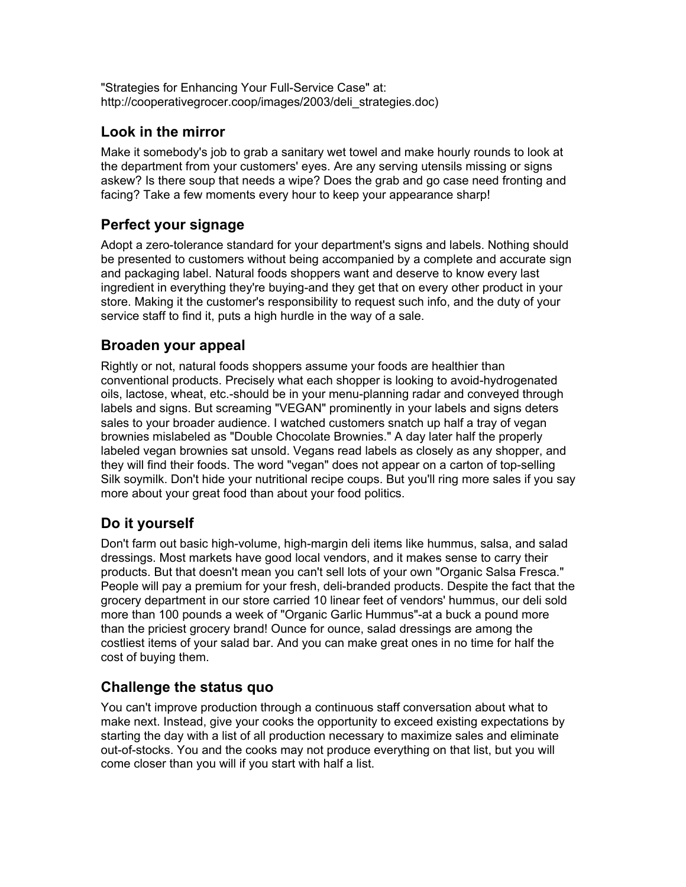"Strategies for Enhancing Your Full-Service Case" at: http://cooperativegrocer.coop/images/2003/deli_strategies.doc)

## Look in the mirror

Make it somebody's job to grab a sanitary wet towel and make hourly rounds to look at the department from your customers' eyes. Are any serving utensils missing or signs askew? Is there soup that needs a wipe? Does the grab and go case need fronting and facing? Take a few moments every hour to keep your appearance sharp!

## Perfect your signage

Adopt a zero-tolerance standard for your department's signs and labels. Nothing should be presented to customers without being accompanied by a complete and accurate sign and packaging label. Natural foods shoppers want and deserve to know every last ingredient in everything they're buying-and they get that on every other product in your store. Making it the customer's responsibility to request such info, and the duty of your service staff to find it, puts a high hurdle in the way of a sale.

## Broaden your appeal

Rightly or not, natural foods shoppers assume your foods are healthier than conventional products. Precisely what each shopper is looking to avoid-hydrogenated oils, lactose, wheat, etc.-should be in your menu-planning radar and conveyed through labels and signs. But screaming "VEGAN" prominently in your labels and signs deters sales to your broader audience. I watched customers snatch up half a tray of vegan brownies mislabeled as "Double Chocolate Brownies." A day later half the properly labeled vegan brownies sat unsold. Vegans read labels as closely as any shopper, and they will find their foods. The word "vegan" does not appear on a carton of top-selling Silk soymilk. Don't hide your nutritional recipe coups. But you'll ring more sales if you say more about your great food than about your food politics.

## Do it yourself

Don't farm out basic high-volume, high-margin deli items like hummus, salsa, and salad dressings. Most markets have good local vendors, and it makes sense to carry their products. But that doesn't mean you can't sell lots of your own "Organic Salsa Fresca." People will pay a premium for your fresh, deli-branded products. Despite the fact that the grocery department in our store carried 10 linear feet of vendors' hummus, our deli sold more than 100 pounds a week of "Organic Garlic Hummus"-at a buck a pound more than the priciest grocery brand! Ounce for ounce, salad dressings are among the costliest items of your salad bar. And you can make great ones in no time for half the cost of buying them.

## Challenge the status quo

You can't improve production through a continuous staff conversation about what to make next. Instead, give your cooks the opportunity to exceed existing expectations by starting the day with a list of all production necessary to maximize sales and eliminate out-of-stocks. You and the cooks may not produce everything on that list, but you will come closer than you will if you start with half a list.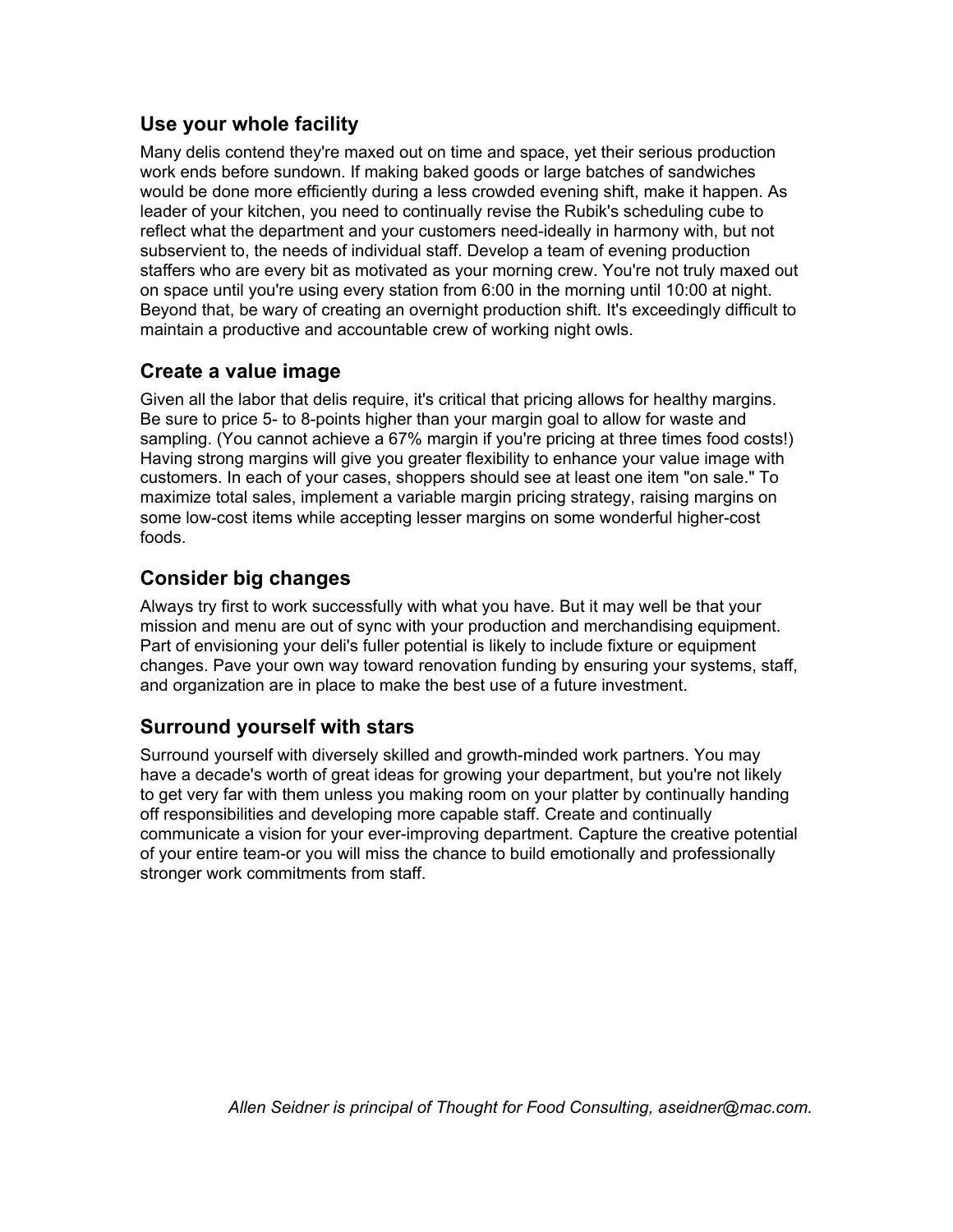## Use your whole facility

Many delis contend they're maxed out on time and space, yet their serious production work ends before sundown. If making baked goods or large batches of sandwiches would be done more efficiently during a less crowded evening shift, make it happen. As leader of your kitchen, you need to continually revise the Rubik's scheduling cube to reflect what the department and your customers need-ideally in harmony with, but not subservient to, the needs of individual staff. Develop a team of evening production staffers who are every bit as motivated as your morning crew. You're not truly maxed out on space until you're using every station from 6:00 in the morning until 10:00 at night. Beyond that, be wary of creating an overnight production shift. It's exceedingly difficult to maintain a productive and accountable crew of working night owls.

## Create a value image

Given all the labor that delis require, it's critical that pricing allows for healthy margins. Be sure to price 5- to 8-points higher than your margin goal to allow for waste and sampling. (You cannot achieve a 67% margin if you're pricing at three times food costs!) Having strong margins will give you greater flexibility to enhance your value image with customers. In each of your cases, shoppers should see at least one item "on sale." To maximize total sales, implement a variable margin pricing strategy, raising margins on some low-cost items while accepting lesser margins on some wonderful higher-cost foods.

## Consider big changes

Always try first to work successfully with what you have. But it may well be that your mission and menu are out of sync with your production and merchandising equipment. Part of envisioning your deli's fuller potential is likely to include fixture or equipment changes. Pave your own way toward renovation funding by ensuring your systems, staff, and organization are in place to make the best use of a future investment.

## Surround yourself with stars

Surround yourself with diversely skilled and growth-minded work partners. You may have a decade's worth of great ideas for growing your department, but you're not likely to get very far with them unless you making room on your platter by continually handing off responsibilities and developing more capable staff. Create and continually communicate a vision for your ever-improving department. Capture the creative potential of your entire team-or you will miss the chance to build emotionally and professionally stronger work commitments from staff.

*Allen Seidner is principal of Thought for Food Consulting, aseidner@mac.com.*